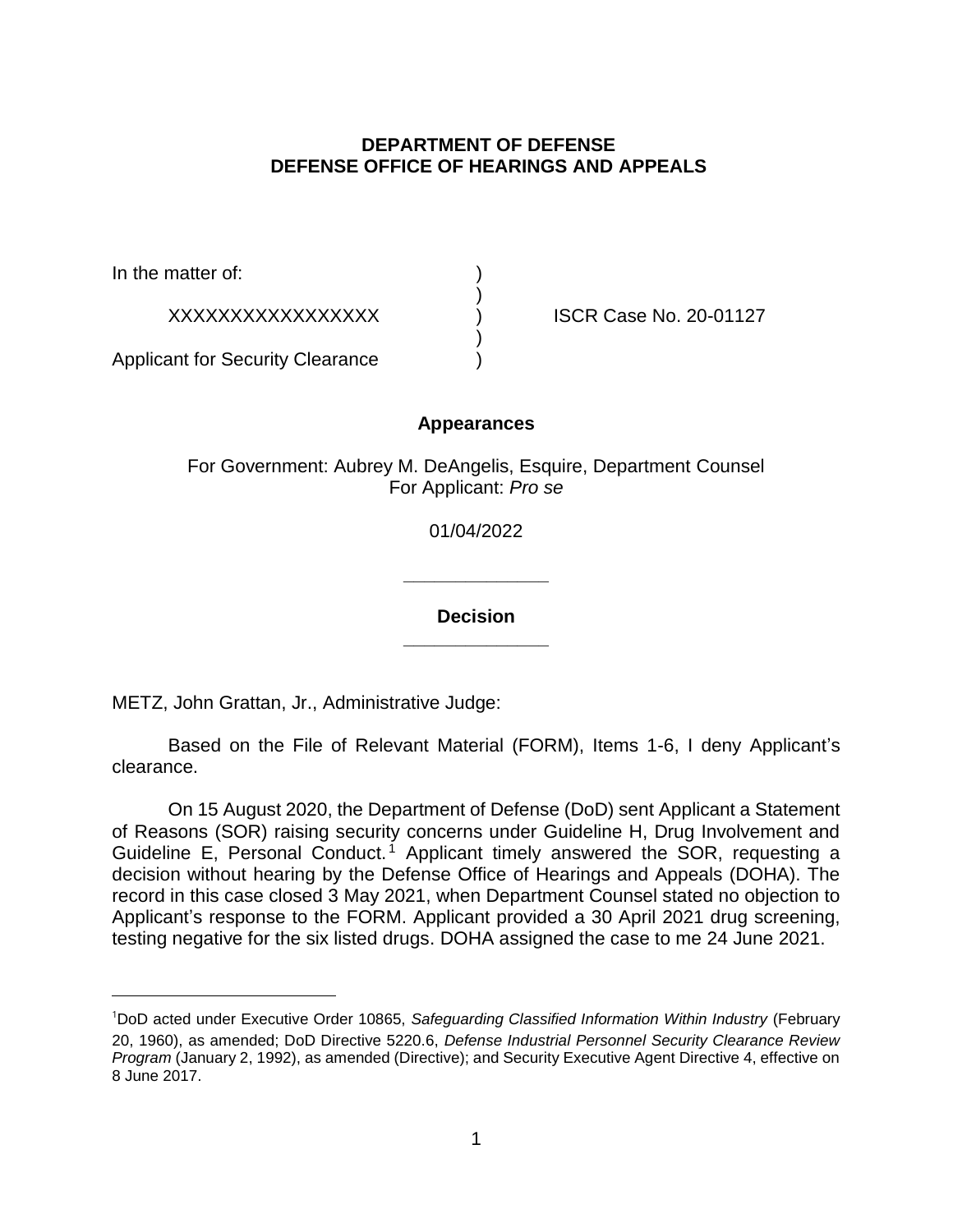**DEPARTMENT OF DEFENSE**
**DEFENSE OFFICE OF HEARINGS AND APPEALS**

In the matter of: )
)
XXXXXXXXXXXXXXXXX ) ISCR Case No. 20-01127
)
Applicant for Security Clearance )

**Appearances**

For Government: Aubrey M. DeAngelis, Esquire, Department Counsel
For Applicant: *Pro se*

01/04/2022

______________

**Decision**

______________

METZ, John Grattan, Jr., Administrative Judge:

Based on the File of Relevant Material (FORM), Items 1-6, I deny Applicant's clearance.

On 15 August 2020, the Department of Defense (DoD) sent Applicant a Statement of Reasons (SOR) raising security concerns under Guideline H, Drug Involvement and Guideline E, Personal Conduct.[1] Applicant timely answered the SOR, requesting a decision without hearing by the Defense Office of Hearings and Appeals (DOHA). The record in this case closed 3 May 2021, when Department Counsel stated no objection to Applicant's response to the FORM. Applicant provided a 30 April 2021 drug screening, testing negative for the six listed drugs. DOHA assigned the case to me 24 June 2021.

---

[1]DoD acted under Executive Order 10865, *Safeguarding Classified Information Within Industry* (February 20, 1960), as amended; DoD Directive 5220.6, *Defense Industrial Personnel Security Clearance Review Program* (January 2, 1992), as amended (Directive); and Security Executive Agent Directive 4, effective on 8 June 2017.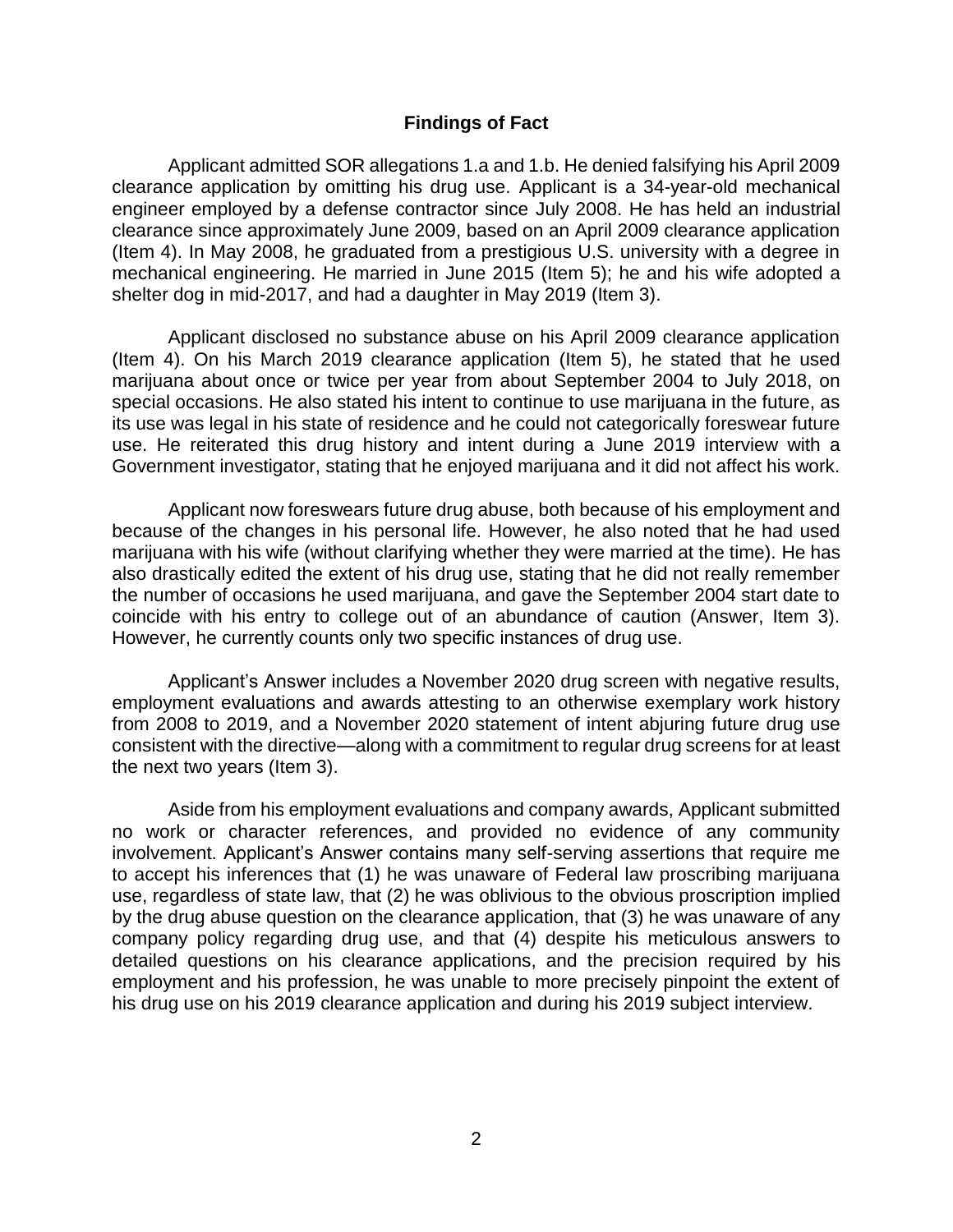## Findings of Fact

Applicant admitted SOR allegations 1.a and 1.b. He denied falsifying his April 2009 clearance application by omitting his drug use. Applicant is a 34-year-old mechanical engineer employed by a defense contractor since July 2008. He has held an industrial clearance since approximately June 2009, based on an April 2009 clearance application (Item 4). In May 2008, he graduated from a prestigious U.S. university with a degree in mechanical engineering. He married in June 2015 (Item 5); he and his wife adopted a shelter dog in mid-2017, and had a daughter in May 2019 (Item 3).

Applicant disclosed no substance abuse on his April 2009 clearance application (Item 4). On his March 2019 clearance application (Item 5), he stated that he used marijuana about once or twice per year from about September 2004 to July 2018, on special occasions. He also stated his intent to continue to use marijuana in the future, as its use was legal in his state of residence and he could not categorically foreswear future use. He reiterated this drug history and intent during a June 2019 interview with a Government investigator, stating that he enjoyed marijuana and it did not affect his work.

Applicant now foreswears future drug abuse, both because of his employment and because of the changes in his personal life. However, he also noted that he had used marijuana with his wife (without clarifying whether they were married at the time). He has also drastically edited the extent of his drug use, stating that he did not really remember the number of occasions he used marijuana, and gave the September 2004 start date to coincide with his entry to college out of an abundance of caution (Answer, Item 3). However, he currently counts only two specific instances of drug use.

Applicant's Answer includes a November 2020 drug screen with negative results, employment evaluations and awards attesting to an otherwise exemplary work history from 2008 to 2019, and a November 2020 statement of intent abjuring future drug use consistent with the directive—along with a commitment to regular drug screens for at least the next two years (Item 3).

Aside from his employment evaluations and company awards, Applicant submitted no work or character references, and provided no evidence of any community involvement. Applicant's Answer contains many self-serving assertions that require me to accept his inferences that (1) he was unaware of Federal law proscribing marijuana use, regardless of state law, that (2) he was oblivious to the obvious proscription implied by the drug abuse question on the clearance application, that (3) he was unaware of any company policy regarding drug use, and that (4) despite his meticulous answers to detailed questions on his clearance applications, and the precision required by his employment and his profession, he was unable to more precisely pinpoint the extent of his drug use on his 2019 clearance application and during his 2019 subject interview.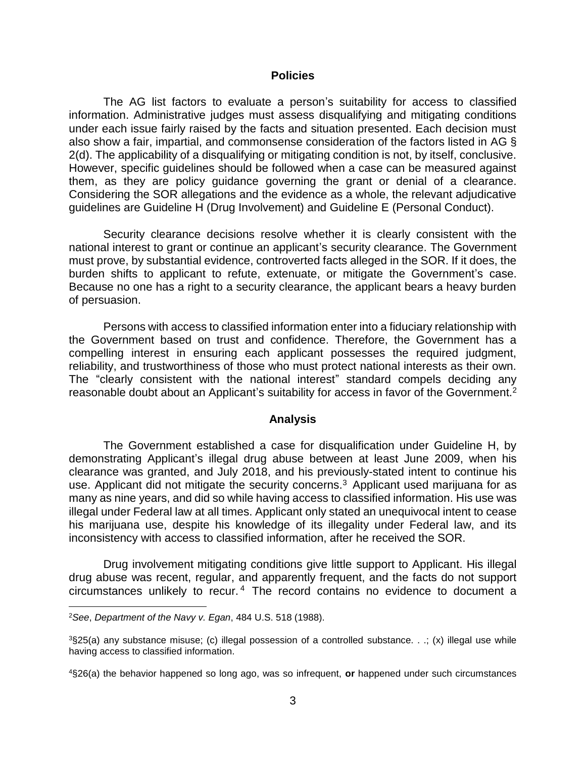## Policies

The AG list factors to evaluate a person's suitability for access to classified information. Administrative judges must assess disqualifying and mitigating conditions under each issue fairly raised by the facts and situation presented. Each decision must also show a fair, impartial, and commonsense consideration of the factors listed in AG § 2(d). The applicability of a disqualifying or mitigating condition is not, by itself, conclusive. However, specific guidelines should be followed when a case can be measured against them, as they are policy guidance governing the grant or denial of a clearance. Considering the SOR allegations and the evidence as a whole, the relevant adjudicative guidelines are Guideline H (Drug Involvement) and Guideline E (Personal Conduct).

Security clearance decisions resolve whether it is clearly consistent with the national interest to grant or continue an applicant's security clearance. The Government must prove, by substantial evidence, controverted facts alleged in the SOR. If it does, the burden shifts to applicant to refute, extenuate, or mitigate the Government's case. Because no one has a right to a security clearance, the applicant bears a heavy burden of persuasion.

Persons with access to classified information enter into a fiduciary relationship with the Government based on trust and confidence. Therefore, the Government has a compelling interest in ensuring each applicant possesses the required judgment, reliability, and trustworthiness of those who must protect national interests as their own. The "clearly consistent with the national interest" standard compels deciding any reasonable doubt about an Applicant's suitability for access in favor of the Government.[2]

## Analysis

The Government established a case for disqualification under Guideline H, by demonstrating Applicant's illegal drug abuse between at least June 2009, when his clearance was granted, and July 2018, and his previously-stated intent to continue his use. Applicant did not mitigate the security concerns.[3] Applicant used marijuana for as many as nine years, and did so while having access to classified information. His use was illegal under Federal law at all times. Applicant only stated an unequivocal intent to cease his marijuana use, despite his knowledge of its illegality under Federal law, and its inconsistency with access to classified information, after he received the SOR.

Drug involvement mitigating conditions give little support to Applicant. His illegal drug abuse was recent, regular, and apparently frequent, and the facts do not support circumstances unlikely to recur.[4] The record contains no evidence to document a

---

[2] *See*, *Department of the Navy v. Egan*, 484 U.S. 518 (1988).

[3] §25(a) any substance misuse; (c) illegal possession of a controlled substance. . .; (x) illegal use while having access to classified information.

[4] §26(a) the behavior happened so long ago, was so infrequent, **or** happened under such circumstances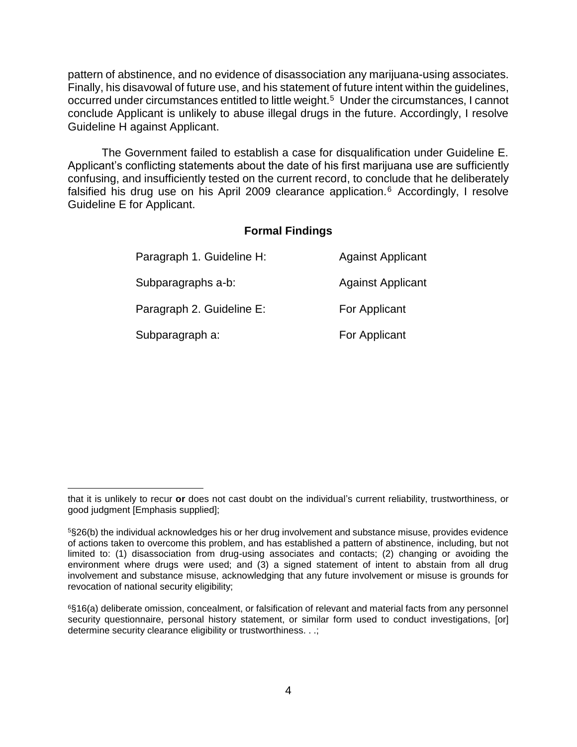pattern of abstinence, and no evidence of disassociation any marijuana-using associates. Finally, his disavowal of future use, and his statement of future intent within the guidelines, occurred under circumstances entitled to little weight.[5] Under the circumstances, I cannot conclude Applicant is unlikely to abuse illegal drugs in the future. Accordingly, I resolve Guideline H against Applicant.

The Government failed to establish a case for disqualification under Guideline E. Applicant's conflicting statements about the date of his first marijuana use are sufficiently confusing, and insufficiently tested on the current record, to conclude that he deliberately falsified his drug use on his April 2009 clearance application.[6] Accordingly, I resolve Guideline E for Applicant.

## Formal Findings

| | |
|---|---|
| Paragraph 1. Guideline H: | Against Applicant |
| Subparagraphs a-b: | Against Applicant |
| Paragraph 2. Guideline E: | For Applicant |
| Subparagraph a: | For Applicant |

---

that it is unlikely to recur **or** does not cast doubt on the individual's current reliability, trustworthiness, or good judgment [Emphasis supplied];

[5]§26(b) the individual acknowledges his or her drug involvement and substance misuse, provides evidence of actions taken to overcome this problem, and has established a pattern of abstinence, including, but not limited to: (1) disassociation from drug-using associates and contacts; (2) changing or avoiding the environment where drugs were used; and (3) a signed statement of intent to abstain from all drug involvement and substance misuse, acknowledging that any future involvement or misuse is grounds for revocation of national security eligibility;

[6]§16(a) deliberate omission, concealment, or falsification of relevant and material facts from any personnel security questionnaire, personal history statement, or similar form used to conduct investigations, [or] determine security clearance eligibility or trustworthiness. . .;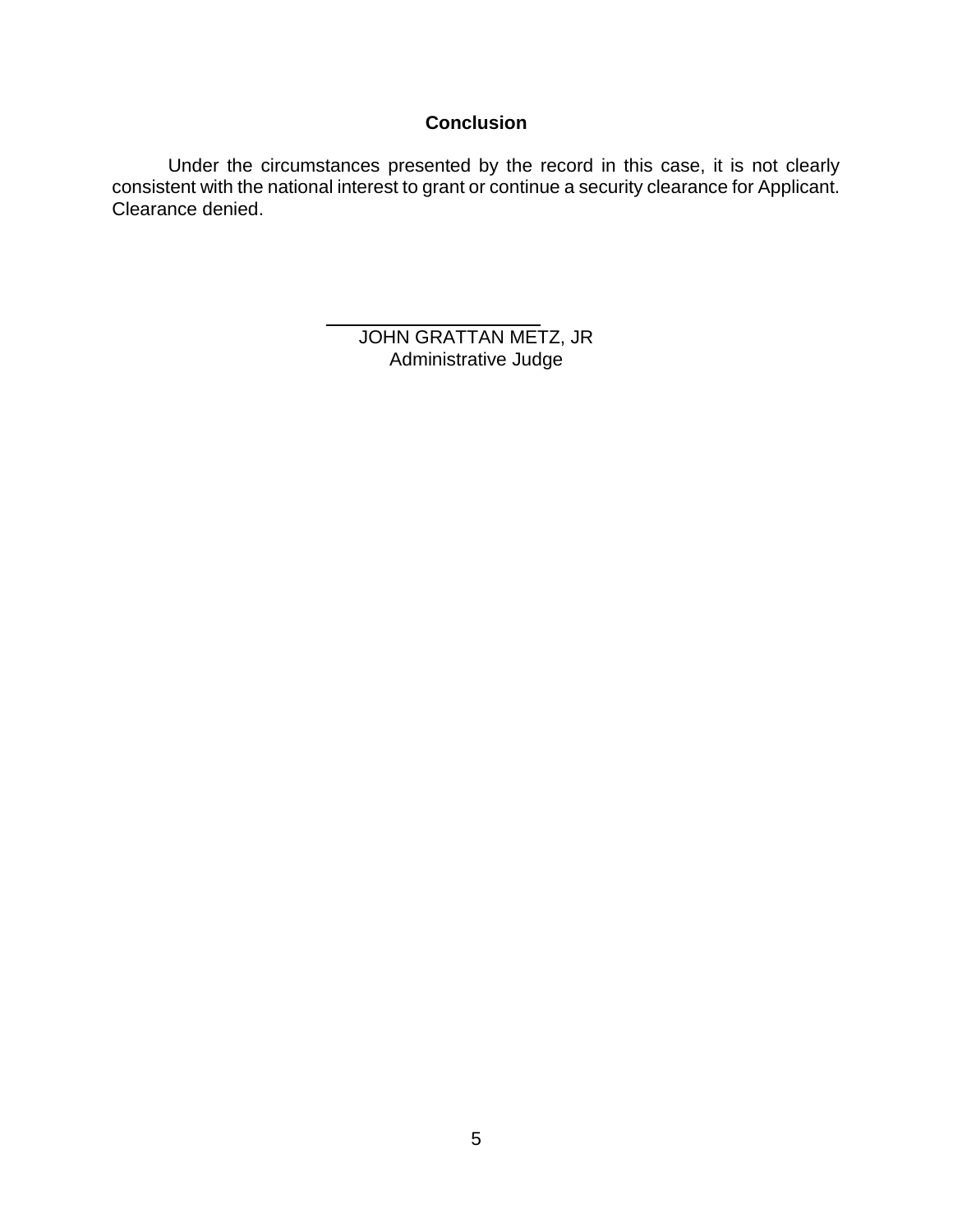## Conclusion

Under the circumstances presented by the record in this case, it is not clearly consistent with the national interest to grant or continue a security clearance for Applicant. Clearance denied.

JOHN GRATTAN METZ, JR
Administrative Judge